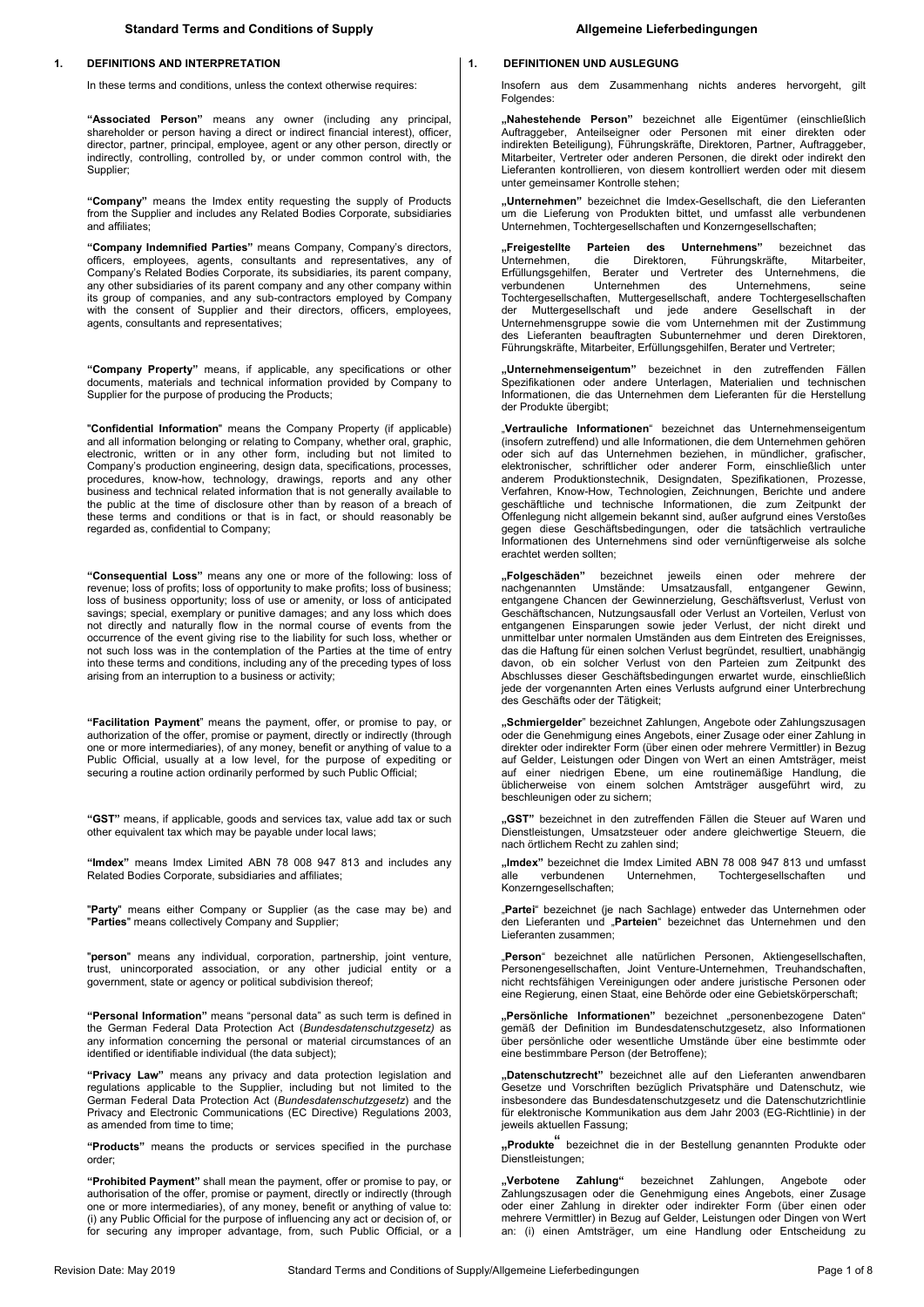# Standard Terms and Conditions of Supply

## 1. DEFINITIONS AND INTERPRETATION

In these terms and conditions, unless the context otherwise requires:

**"Associated Person"** means any owner (including any principal, shareholder or person having a direct or indirect financial interest), officer, director, partner, principal, employee, agent or any other person, directly or indirectly, controlling, controlled by, or under common control with, the Supplier;

**"Company"** means the Imdex entity requesting the supply of Products from the Supplier and includes any Related Bodies Corporate, subsidiaries and affiliates;

**"Company Indemnified Parties"** means Company, Company's directors, officers, employees, agents, consultants and representatives, any of Company's Related Bodies Corporate, its subsidiaries, its parent company, any other subsidiaries of its parent company and any other company within its group of companies, and any sub-contractors employed by Company with the consent of Supplier and their directors, officers, employees, agents, consultants and representatives;

**"Company Property"** means, if applicable, any specifications or other documents, materials and technical information provided by Company to Supplier for the purpose of producing the Products;

"**Confidential Information**" means the Company Property (if applicable) and all information belonging or relating to Company, whether oral, graphic, electronic, written or in any other form, including but not limited to Company's production engineering, design data, specifications, processes, procedures, know-how, technology, drawings, reports and any other business and technical related information that is not generally available to the public at the time of disclosure other than by reason of a breach of these terms and conditions or that is in fact, or should reasonably be regarded as, confidential to Company;

**"Consequential Loss"** means any one or more of the following: loss of revenue; loss of profits; loss of opportunity to make profits; loss of business; loss of business opportunity; loss of use or amenity, or loss of anticipated savings; special, exemplary or punitive damages; and any loss which does not directly and naturally flow in the normal course of events from the occurrence of the event giving rise to the liability for such loss, whether or not such loss was in the contemplation of the Parties at the time of entry into these terms and conditions, including any of the preceding types of loss arising from an interruption to a business or activity;

**"Facilitation Payment"** means the payment, offer, or promise to pay, or authorization of the offer, promise or payment, directly or indirectly (through one or more intermediaries), of any money, benefit or anything of value to a Public Official, usually at a low level, for the purpose of expediting or securing a routine action ordinarily performed by such Public Official;

**"GST"** means, if applicable, goods and services tax, value add tax or such other equivalent tax which may be payable under local laws;

**"Imdex"** means Imdex Limited ABN 78 008 947 813 and includes any Related Bodies Corporate, subsidiaries and affiliates;

"**Party**" means either Company or Supplier (as the case may be) and "**Parties**" means collectively Company and Supplier;

"**person**" means any individual, corporation, partnership, joint venture, trust, unincorporated association, or any other judicial entity or a government, state or agency or political subdivision thereof;

**"Personal Information"** means "personal data" as such term is defined in the German Federal Data Protection Act (*Bundesdatenschutzgesetz)* as any information concerning the personal or material circumstances of an identified or identifiable individual (the data subject);

**"Privacy Law"** means any privacy and data protection legislation and regulations applicable to the Supplier, including but not limited to the German Federal Data Protection Act (*Bundesdatenschutzgesetz*) and the Privacy and Electronic Communications (EC Directive) Regulations 2003, as amended from time to time;

**"Products"** means the products or services specified in the purchase order;

**"Prohibited Payment"** shall mean the payment, offer or promise to pay, or authorisation of the offer, promise or payment, directly or indirectly (through one or more intermediaries), of any money, benefit or anything of value to: (i) any Public Official for the purpose of influencing any act or decision of, or for securing any improper advantage, from, such Public Official, or a

# Allgemeine Lieferbedingungen

## 1. DEFINITIONEN UND AUSLEGUNG

Insofern aus dem Zusammenhang nichts anderes hervorgeht, gilt Folgendes:

**„Nahestehende Person"** bezeichnet alle Eigentümer (einschließlich Auftraggeber, Anteilseigner oder Personen mit einer direkten oder indirekten Beteiligung), Führungskräfte, Direktoren, Partner, Auftraggeber, Mitarbeiter, Vertreter oder anderen Personen, die direkt oder indirekt den Lieferanten kontrollieren, von diesem kontrolliert werden oder mit diesem unter gemeinsamer Kontrolle stehen;

**„Unternehmen"** bezeichnet die Imdex-Gesellschaft, die den Lieferanten um die Lieferung von Produkten bittet, und umfasst alle verbundenen Unternehmen, Tochtergesellschaften und Konzerngesellschaften;

**„Freigestellte Parteien des Unternehmens"** bezeichnet das Unternehmen, die Direktoren, Führungskräfte, Mitarbeiter, Erfüllungsgehilfen, Berater und Vertreter des Unternehmens, die verbundenen Unternehmen des Unternehmens, seine Tochtergesellschaften, Muttergesellschaft, andere Tochtergesellschaften der Muttergesellschaft und jede andere Gesellschaft in der Unternehmensgruppe sowie die vom Unternehmen mit der Zustimmung des Lieferanten beauftragten Subunternehmer und deren Direktoren, Führungskräfte, Mitarbeiter, Erfüllungsgehilfen, Berater und Vertreter;

**„Unternehmenseigentum"** bezeichnet in den zutreffenden Fällen Spezifikationen oder andere Unterlagen, Materialien und technischen Informationen, die das Unternehmen dem Lieferanten für die Herstellung der Produkte übergibt;

„**Vertrauliche Informationen**" bezeichnet das Unternehmenseigentum (insofern zutreffend) und alle Informationen, die dem Unternehmen gehören oder sich auf das Unternehmen beziehen, in mündlicher, grafischer, elektronischer, schriftlicher oder anderer Form, einschließlich unter anderem Produktionstechnik, Designdaten, Spezifikationen, Prozesse, Verfahren, Know-How, Technologien, Zeichnungen, Berichte und andere geschäftliche und technische Informationen, die zum Zeitpunkt der Offenlegung nicht allgemein bekannt sind, außer aufgrund eines Verstoßes gegen diese Geschäftsbedingungen, oder die tatsächlich vertrauliche Informationen des Unternehmens sind oder vernünftigerweise als solche erachtet werden sollten;

**„Folgeschäden"** bezeichnet jeweils einen oder mehrere der nachgenannten Umstände: Umsatzausfall, entgangener Gewinn, entgangene Chancen der Gewinnerzielung, Geschäftsverlust, Verlust von Geschäftschancen, Nutzungsausfall oder Verlust an Vorteilen, Verlust von entgangenen Einsparungen sowie jeder Verlust, der nicht direkt und unmittelbar unter normalen Umständen aus dem Eintreten des Ereignisses, das die Haftung für einen solchen Verlust begründet, resultiert, unabhängig davon, ob ein solcher Verlust von den Parteien zum Zeitpunkt des Abschlusses dieser Geschäftsbedingungen erwartet wurde, einschließlich jede der vorgenannten Arten eines Verlusts aufgrund einer Unterbrechung des Geschäfts oder der Tätigkeit;

**„Schmiergelder"** bezeichnet Zahlungen, Angebote oder Zahlungszusagen oder die Genehmigung eines Angebots, einer Zusage oder einer Zahlung in direkter oder indirekter Form (über einen oder mehrere Vermittler) in Bezug auf Gelder, Leistungen oder Dingen von Wert an einen Amtsträger, meist auf einer niedrigen Ebene, um eine routinemäßige Handlung, die üblicherweise von einem solchen Amtsträger ausgeführt wird, zu beschleunigen oder zu sichern;

**„GST"** bezeichnet in den zutreffenden Fällen die Steuer auf Waren und Dienstleistungen, Umsatzsteuer oder andere gleichwertige Steuern, die nach örtlichem Recht zu zahlen sind;

**„Imdex"** bezeichnet die Imdex Limited ABN 78 008 947 813 und umfasst alle verbundenen Unternehmen, Tochtergesellschaften und Konzerngesellschaften;

„**Partei**" bezeichnet (je nach Sachlage) entweder das Unternehmen oder den Lieferanten und „**Parteien**" bezeichnet das Unternehmen und den Lieferanten zusammen;

„**Person**" bezeichnet alle natürlichen Personen, Aktiengesellschaften, Personengesellschaften, Joint Venture-Unternehmen, Treuhandschaften, nicht rechtsfähigen Vereinigungen oder andere juristische Personen oder eine Regierung, einen Staat, eine Behörde oder eine Gebietskörperschaft;

**„Persönliche Informationen"** bezeichnet „personenbezogene Daten" gemäß der Definition im Bundesdatenschutzgesetz, also Informationen über persönliche oder wesentliche Umstände über eine bestimmte oder eine bestimmbare Person (der Betroffene);

**„Datenschutzrecht"** bezeichnet alle auf den Lieferanten anwendbaren Gesetze und Vorschriften bezüglich Privatsphäre und Datenschutz, wie insbesondere das Bundesdatenschutzgesetz und die Datenschutzrichtlinie für elektronische Kommunikation aus dem Jahr 2003 (EG-Richtlinie) in der jeweils aktuellen Fassung;

**„Produkte"** bezeichnet die in der Bestellung genannten Produkte oder Dienstleistungen;

**„Verbotene Zahlung"** bezeichnet Zahlungen, Angebote oder Zahlungszusagen oder die Genehmigung eines Angebots, einer Zusage oder einer Zahlung in direkter oder indirekter Form (über einen oder mehrere Vermittler) in Bezug auf Gelder, Leistungen oder Dingen von Wert an: (i) einen Amtsträger, um eine Handlung oder Entscheidung zu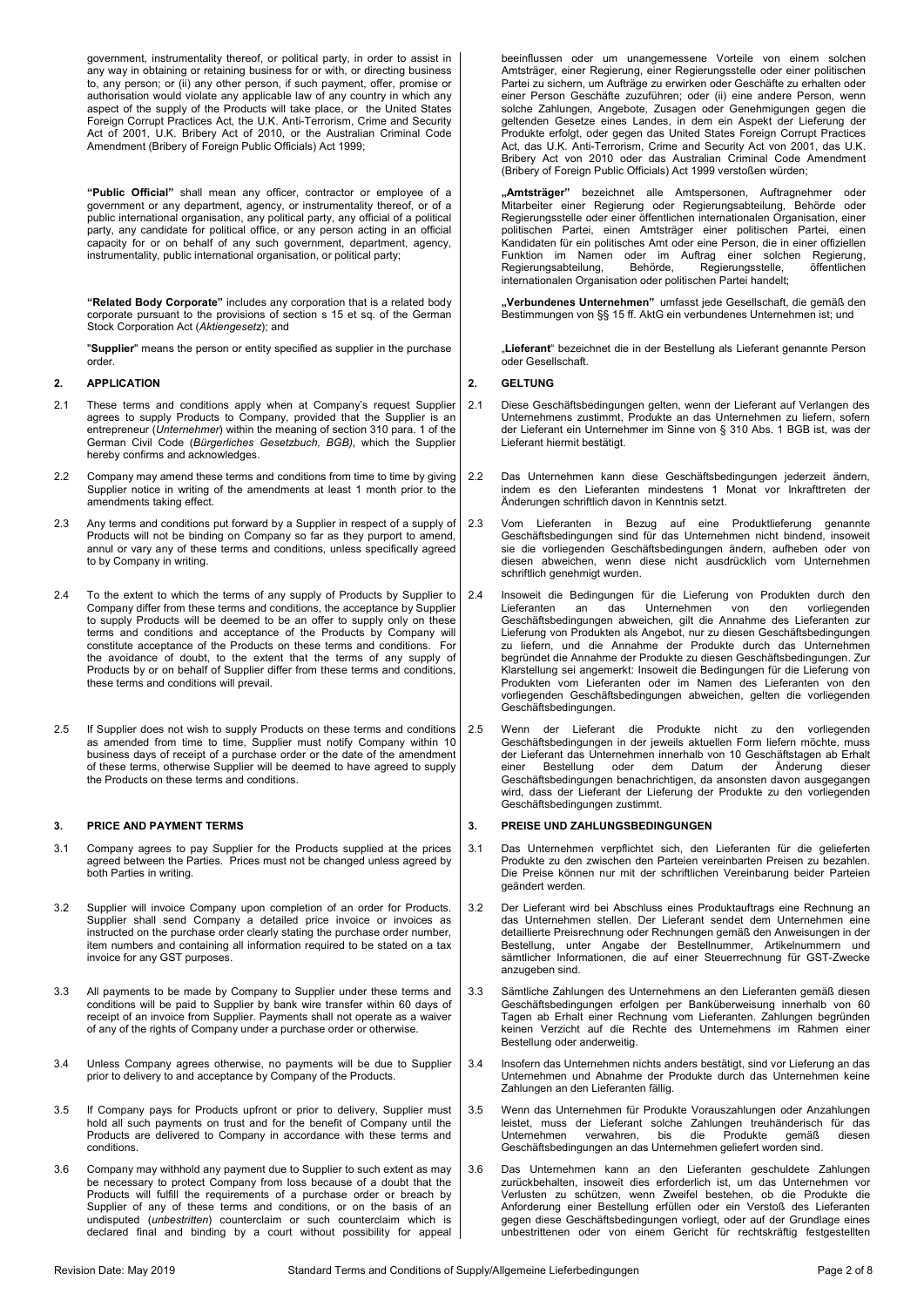government, instrumentality thereof, or political party, in order to assist in any way in obtaining or retaining business for or with, or directing business to, any person; or (ii) any other person, if such payment, offer, promise or authorisation would violate any applicable law of any country in which any aspect of the supply of the Products will take place, or the United States Foreign Corrupt Practices Act, the U.K. Anti-Terrorism, Crime and Security Act of 2001, U.K. Bribery Act of 2010, or the Australian Criminal Code Amendment (Bribery of Foreign Public Officials) Act 1999;

beeinflussen oder um unangemessene Vorteile von einem solchen Amtsträger, einer Regierung, einer Regierungsstelle oder einer politischen Partei zu sichern, um Aufträge zu erwirken oder Geschäfte zu erhalten oder einer Person Geschäfte zuzuführen; oder (ii) eine andere Person, wenn solche Zahlungen, Angebote, Zusagen oder Genehmigungen gegen die geltenden Gesetze eines Landes, in dem ein Aspekt der Lieferung der Produkte erfolgt, oder gegen das United States Foreign Corrupt Practices Act, das U.K. Anti-Terrorism, Crime and Security Act von 2001, das U.K. Bribery Act von 2010 oder das Australian Criminal Code Amendment (Bribery of Foreign Public Officials) Act 1999 verstoßen würden;

**"Public Official"** shall mean any officer, contractor or employee of a government or any department, agency, or instrumentality thereof, or of a public international organisation, any political party, any official of a political party, any candidate for political office, or any person acting in an official capacity for or on behalf of any such government, department, agency, instrumentality, public international organisation, or political party;

**„Amtsträger"** bezeichnet alle Amtspersonen, Auftragnehmer oder Mitarbeiter einer Regierung oder Regierungsabteilung, Behörde oder Regierungsstelle oder einer öffentlichen internationalen Organisation, einer politischen Partei, einen Amtsträger einer politischen Partei, einen Kandidaten für ein politisches Amt oder eine Person, die in einer offiziellen Funktion im Namen oder im Auftrag einer solchen Regierung, Regierungsabteilung, Behörde, Regierungsstelle, öffentlichen internationalen Organisation oder politischen Partei handelt;

**"Related Body Corporate"** includes any corporation that is a related body corporate pursuant to the provisions of section s 15 et sq. of the German Stock Corporation Act (*Aktiengesetz*); and

**„Verbundenes Unternehmen"** umfasst jede Gesellschaft, die gemäß den Bestimmungen von §§ 15 ff. AktG ein verbundenes Unternehmen ist; und

"**Supplier**" means the person or entity specified as supplier in the purchase order.

„**Lieferant**" bezeichnet die in der Bestellung als Lieferant genannte Person oder Gesellschaft.

## 2. APPLICATION

## 2. GELTUNG

2.1 These terms and conditions apply when at Company's request Supplier agrees to supply Products to Company, provided that the Supplier is an entrepreneur (*Unternehmer*) within the meaning of section 310 para. 1 of the German Civil Code (*Bürgerliches Gesetzbuch, BGB)*, which the Supplier hereby confirms and acknowledges.

2.1 Diese Geschäftsbedingungen gelten, wenn der Lieferant auf Verlangen des Unternehmens zustimmt, Produkte an das Unternehmen zu liefern, sofern der Lieferant ein Unternehmer im Sinne von § 310 Abs. 1 BGB ist, was der Lieferant hiermit bestätigt.

2.2 Company may amend these terms and conditions from time to time by giving Supplier notice in writing of the amendments at least 1 month prior to the amendments taking effect.

2.2 Das Unternehmen kann diese Geschäftsbedingungen jederzeit ändern, indem es den Lieferanten mindestens 1 Monat vor Inkrafttreten der Änderungen schriftlich davon in Kenntnis setzt.

2.3 Any terms and conditions put forward by a Supplier in respect of a supply of Products will not be binding on Company so far as they purport to amend, annul or vary any of these terms and conditions, unless specifically agreed to by Company in writing.

2.3 Vom Lieferanten in Bezug auf eine Produktlieferung genannte Geschäftsbedingungen sind für das Unternehmen nicht bindend, insoweit sie die vorliegenden Geschäftsbedingungen ändern, aufheben oder von diesen abweichen, wenn diese nicht ausdrücklich vom Unternehmen schriftlich genehmigt wurden.

2.4 To the extent to which the terms of any supply of Products by Supplier to Company differ from these terms and conditions, the acceptance by Supplier to supply Products will be deemed to be an offer to supply only on these terms and conditions and acceptance of the Products by Company will constitute acceptance of the Products on these terms and conditions. For the avoidance of doubt, to the extent that the terms of any supply of Products by or on behalf of Supplier differ from these terms and conditions, these terms and conditions will prevail.

2.4 Insoweit die Bedingungen für die Lieferung von Produkten durch den Lieferanten an das Unternehmen von den vorliegenden Geschäftsbedingungen abweichen, gilt die Annahme des Lieferanten zur Lieferung von Produkten als Angebot, nur zu diesen Geschäftsbedingungen zu liefern, und die Annahme der Produkte durch das Unternehmen begründet die Annahme der Produkte zu diesen Geschäftsbedingungen. Zur Klarstellung sei angemerkt: Insoweit die Bedingungen für die Lieferung von Produkten vom Lieferanten oder im Namen des Lieferanten von den vorliegenden Geschäftsbedingungen abweichen, gelten die vorliegenden Geschäftsbedingungen.

2.5 If Supplier does not wish to supply Products on these terms and conditions as amended from time to time, Supplier must notify Company within 10 business days of receipt of a purchase order or the date of the amendment of these terms, otherwise Supplier will be deemed to have agreed to supply the Products on these terms and conditions.

2.5 Wenn der Lieferant die Produkte nicht zu den vorliegenden Geschäftsbedingungen in der jeweils aktuellen Form liefern möchte, muss der Lieferant das Unternehmen innerhalb von 10 Geschäftstagen ab Erhalt einer Bestellung oder dem Datum der Änderung dieser Geschäftsbedingungen benachrichtigen, da ansonsten davon ausgegangen wird, dass der Lieferant der Lieferung der Produkte zu den vorliegenden Geschäftsbedingungen zustimmt.

## 3. PRICE AND PAYMENT TERMS

## 3. PREISE UND ZAHLUNGSBEDINGUNGEN

3.1 Company agrees to pay Supplier for the Products supplied at the prices agreed between the Parties. Prices must not be changed unless agreed by both Parties in writing.

3.1 Das Unternehmen verpflichtet sich, den Lieferanten für die gelieferten Produkte zu den zwischen den Parteien vereinbarten Preisen zu bezahlen. Die Preise können nur mit der schriftlichen Vereinbarung beider Parteien geändert werden.

3.2 Supplier will invoice Company upon completion of an order for Products. Supplier shall send Company a detailed price invoice or invoices as instructed on the purchase order clearly stating the purchase order number, item numbers and containing all information required to be stated on a tax invoice for any GST purposes.

3.2 Der Lieferant wird bei Abschluss eines Produktauftrags eine Rechnung an das Unternehmen stellen. Der Lieferant sendet dem Unternehmen eine detaillierte Preisrechnung oder Rechnungen gemäß den Anweisungen in der Bestellung, unter Angabe der Bestellnummer, Artikelnummern und sämtlicher Informationen, die auf einer Steuerrechnung für GST-Zwecke anzugeben sind.

3.3 All payments to be made by Company to Supplier under these terms and conditions will be paid to Supplier by bank wire transfer within 60 days of receipt of an invoice from Supplier. Payments shall not operate as a waiver of any of the rights of Company under a purchase order or otherwise.

3.3 Sämtliche Zahlungen des Unternehmens an den Lieferanten gemäß diesen Geschäftsbedingungen erfolgen per Banküberweisung innerhalb von 60 Tagen ab Erhalt einer Rechnung vom Lieferanten. Zahlungen begründen keinen Verzicht auf die Rechte des Unternehmens im Rahmen einer Bestellung oder anderweitig.

3.4 Unless Company agrees otherwise, no payments will be due to Supplier prior to delivery to and acceptance by Company of the Products.

3.4 Insofern das Unternehmen nichts anders bestätigt, sind vor Lieferung an das Unternehmen und Abnahme der Produkte durch das Unternehmen keine Zahlungen an den Lieferanten fällig.

3.5 If Company pays for Products upfront or prior to delivery, Supplier must hold all such payments on trust and for the benefit of Company until the Products are delivered to Company in accordance with these terms and conditions.

3.5 Wenn das Unternehmen für Produkte Vorauszahlungen oder Anzahlungen leistet, muss der Lieferant solche Zahlungen treuhänderisch für das Unternehmen verwahren, bis die Produkte gemäß diesen Geschäftsbedingungen an das Unternehmen geliefert worden sind.

3.6 Company may withhold any payment due to Supplier to such extent as may be necessary to protect Company from loss because of a doubt that the Products will fulfill the requirements of a purchase order or breach by Supplier of any of these terms and conditions, or on the basis of an undisputed (*unbestritten*) counterclaim or such counterclaim which is declared final and binding by a court without possibility for appeal

3.6 Das Unternehmen kann an den Lieferanten geschuldete Zahlungen zurückbehalten, insoweit dies erforderlich ist, um das Unternehmen vor Verlusten zu schützen, wenn Zweifel bestehen, ob die Produkte die Anforderung einer Bestellung erfüllen oder ein Verstoß des Lieferanten gegen diese Geschäftsbedingungen vorliegt, oder auf der Grundlage eines unbestrittenen oder von einem Gericht für rechtskräftig festgestellten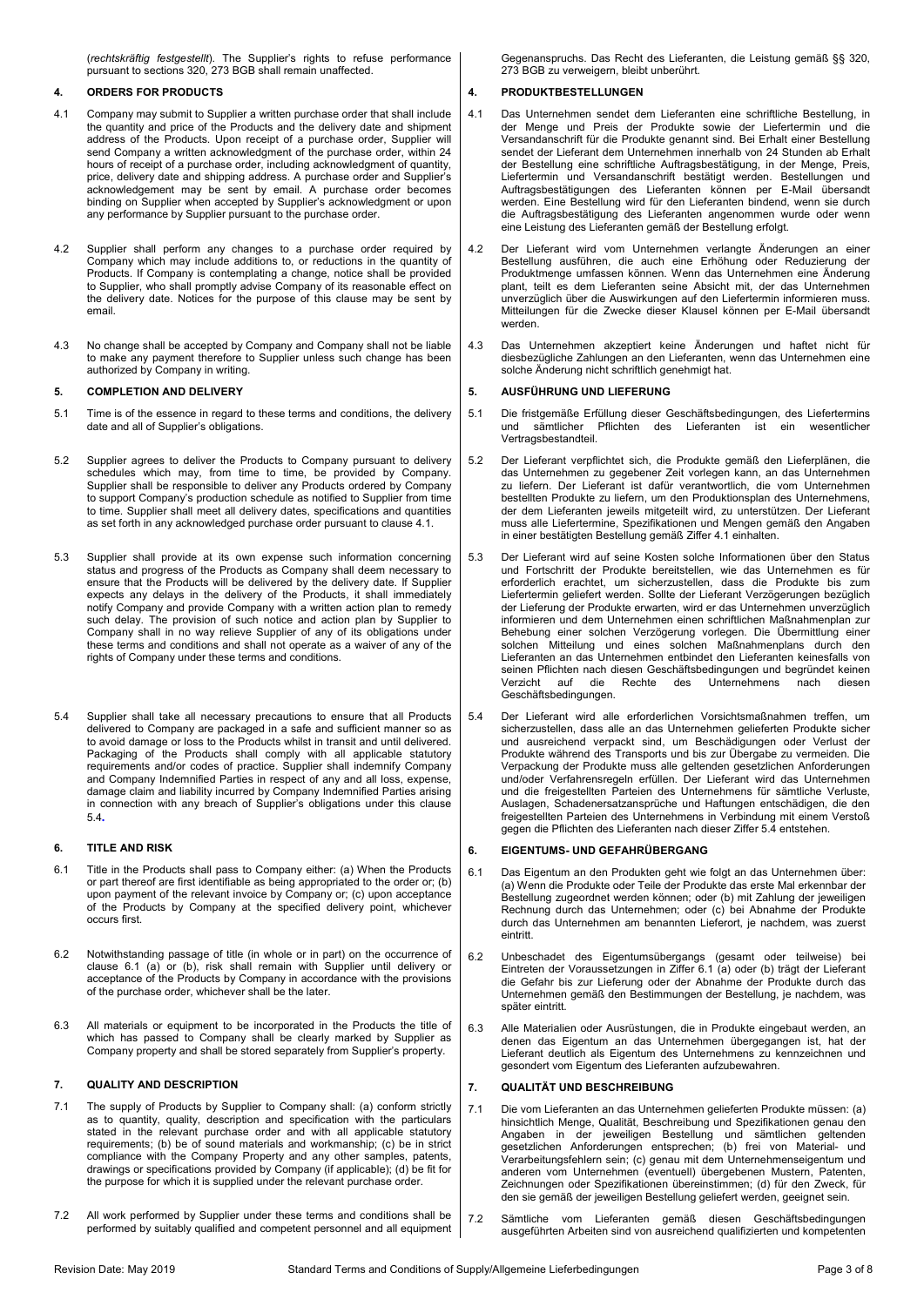(*rechtskräftig festgestellt*). The Supplier's rights to refuse performance pursuant to sections 320, 273 BGB shall remain unaffected.

## 4. ORDERS FOR PRODUCTS

4.1 Company may submit to Supplier a written purchase order that shall include the quantity and price of the Products and the delivery date and shipment address of the Products. Upon receipt of a purchase order, Supplier will send Company a written acknowledgment of the purchase order, within 24 hours of receipt of a purchase order, including acknowledgment of quantity, price, delivery date and shipping address. A purchase order and Supplier's acknowledgement may be sent by email. A purchase order becomes binding on Supplier when accepted by Supplier's acknowledgment or upon any performance by Supplier pursuant to the purchase order.

4.2 Supplier shall perform any changes to a purchase order required by Company which may include additions to, or reductions in the quantity of Products. If Company is contemplating a change, notice shall be provided to Supplier, who shall promptly advise Company of its reasonable effect on the delivery date. Notices for the purpose of this clause may be sent by email.

4.3 No change shall be accepted by Company and Company shall not be liable to make any payment therefore to Supplier unless such change has been authorized by Company in writing.

## 5. COMPLETION AND DELIVERY

5.1 Time is of the essence in regard to these terms and conditions, the delivery date and all of Supplier's obligations.

5.2 Supplier agrees to deliver the Products to Company pursuant to delivery schedules which may, from time to time, be provided by Company. Supplier shall be responsible to deliver any Products ordered by Company to support Company's production schedule as notified to Supplier from time to time. Supplier shall meet all delivery dates, specifications and quantities as set forth in any acknowledged purchase order pursuant to clause 4.1.

5.3 Supplier shall provide at its own expense such information concerning status and progress of the Products as Company shall deem necessary to ensure that the Products will be delivered by the delivery date. If Supplier expects any delays in the delivery of the Products, it shall immediately notify Company and provide Company with a written action plan to remedy such delay. The provision of such notice and action plan by Supplier to Company shall in no way relieve Supplier of any of its obligations under these terms and conditions and shall not operate as a waiver of any of the rights of Company under these terms and conditions.

5.4 Supplier shall take all necessary precautions to ensure that all Products delivered to Company are packaged in a safe and sufficient manner so as to avoid damage or loss to the Products whilst in transit and until delivered. Packaging of the Products shall comply with all applicable statutory requirements and/or codes of practice. Supplier shall indemnify Company and Company Indemnified Parties in respect of any and all loss, expense, damage claim and liability incurred by Company Indemnified Parties arising in connection with any breach of Supplier's obligations under this clause 5.4.

## 6. TITLE AND RISK

6.1 Title in the Products shall pass to Company either: (a) When the Products or part thereof are first identifiable as being appropriated to the order or; (b) upon payment of the relevant invoice by Company or; (c) upon acceptance of the Products by Company at the specified delivery point, whichever occurs first.

6.2 Notwithstanding passage of title (in whole or in part) on the occurrence of clause 6.1 (a) or (b), risk shall remain with Supplier until delivery or acceptance of the Products by Company in accordance with the provisions of the purchase order, whichever shall be the later.

6.3 All materials or equipment to be incorporated in the Products the title of which has passed to Company shall be clearly marked by Supplier as Company property and shall be stored separately from Supplier's property.

## 7. QUALITY AND DESCRIPTION

7.1 The supply of Products by Supplier to Company shall: (a) conform strictly as to quantity, quality, description and specification with the particulars stated in the relevant purchase order and with all applicable statutory requirements; (b) be of sound materials and workmanship; (c) be in strict compliance with the Company Property and any other samples, patents, drawings or specifications provided by Company (if applicable); (d) be fit for the purpose for which it is supplied under the relevant purchase order.

7.2 All work performed by Supplier under these terms and conditions shall be performed by suitably qualified and competent personnel and all equipment

Gegenanspruchs. Das Recht des Lieferanten, die Leistung gemäß §§ 320, 273 BGB zu verweigern, bleibt unberührt.

## 4. PRODUKTBESTELLUNGEN

4.1 Das Unternehmen sendet dem Lieferanten eine schriftliche Bestellung, in der Menge und Preis der Produkte sowie der Liefertermin und die Versandanschrift für die Produkte genannt sind. Bei Erhalt einer Bestellung sendet der Lieferant dem Unternehmen innerhalb von 24 Stunden ab Erhalt der Bestellung eine schriftliche Auftragsbestätigung, in der Menge, Preis, Liefertermin und Versandanschrift bestätigt werden. Bestellungen und Auftragsbestätigungen des Lieferanten können per E-Mail übersandt werden. Eine Bestellung wird für den Lieferanten bindend, wenn sie durch die Auftragsbestätigung des Lieferanten angenommen wurde oder wenn eine Leistung des Lieferanten gemäß der Bestellung erfolgt.

4.2 Der Lieferant wird vom Unternehmen verlangte Änderungen an einer Bestellung ausführen, die auch eine Erhöhung oder Reduzierung der Produktmenge umfassen können. Wenn das Unternehmen eine Änderung plant, teilt es dem Lieferanten seine Absicht mit, der das Unternehmen unverzüglich über die Auswirkungen auf den Liefertermin informieren muss. Mitteilungen für die Zwecke dieser Klausel können per E-Mail übersandt werden.

4.3 Das Unternehmen akzeptiert keine Änderungen und haftet nicht für diesbezügliche Zahlungen an den Lieferanten, wenn das Unternehmen eine solche Änderung nicht schriftlich genehmigt hat.

## 5. AUSFÜHRUNG UND LIEFERUNG

5.1 Die fristgemäße Erfüllung dieser Geschäftsbedingungen, des Liefertermins und sämtlicher Pflichten des Lieferanten ist ein wesentlicher Vertragsbestandteil.

5.2 Der Lieferant verpflichtet sich, die Produkte gemäß den Lieferplänen, die das Unternehmen zu gegebener Zeit vorlegen kann, an das Unternehmen zu liefern. Der Lieferant ist dafür verantwortlich, die vom Unternehmen bestellten Produkte zu liefern, um den Produktionsplan des Unternehmens, der dem Lieferanten jeweils mitgeteilt wird, zu unterstützen. Der Lieferant muss alle Liefertermine, Spezifikationen und Mengen gemäß den Angaben in einer bestätigten Bestellung gemäß Ziffer 4.1 einhalten.

5.3 Der Lieferant wird auf seine Kosten solche Informationen über den Status und Fortschritt der Produkte bereitstellen, wie das Unternehmen es für erforderlich erachtet, um sicherzustellen, dass die Produkte bis zum Liefertermin geliefert werden. Sollte der Lieferant Verzögerungen bezüglich der Lieferung der Produkte erwarten, wird er das Unternehmen unverzüglich informieren und dem Unternehmen einen schriftlichen Maßnahmenplan zur Behebung einer solchen Verzögerung vorlegen. Die Übermittlung einer solchen Mitteilung und eines solchen Maßnahmenplans durch den Lieferanten an das Unternehmen entbindet den Lieferanten keinesfalls von seinen Pflichten nach diesen Geschäftsbedingungen und begründet keinen Verzicht auf die Rechte des Unternehmens nach diesen Geschäftsbedingungen.

5.4 Der Lieferant wird alle erforderlichen Vorsichtsmaßnahmen treffen, um sicherzustellen, dass alle an das Unternehmen gelieferten Produkte sicher und ausreichend verpackt sind, um Beschädigungen oder Verlust der Produkte während des Transports und bis zur Übergabe zu vermeiden. Die Verpackung der Produkte muss alle geltenden gesetzlichen Anforderungen und/oder Verfahrensregeln erfüllen. Der Lieferant wird das Unternehmen und die freigestellten Parteien des Unternehmens für sämtliche Verluste, Auslagen, Schadenersatzansprüche und Haftungen entschädigen, die den freigestellten Parteien des Unternehmens in Verbindung mit einem Verstoß gegen die Pflichten des Lieferanten nach dieser Ziffer 5.4 entstehen.

## 6. EIGENTUMS- UND GEFAHRÜBERGANG

6.1 Das Eigentum an den Produkten geht wie folgt an das Unternehmen über: (a) Wenn die Produkte oder Teile der Produkte das erste Mal erkennbar der Bestellung zugeordnet werden können; oder (b) mit Zahlung der jeweiligen Rechnung durch das Unternehmen; oder (c) bei Abnahme der Produkte durch das Unternehmen am benannten Lieferort, je nachdem, was zuerst eintritt.

6.2 Unbeschadet des Eigentumsübergangs (gesamt oder teilweise) bei Eintreten der Voraussetzungen in Ziffer 6.1 (a) oder (b) trägt der Lieferant die Gefahr bis zur Lieferung oder der Abnahme der Produkte durch das Unternehmen gemäß den Bestimmungen der Bestellung, je nachdem, was später eintritt.

6.3 Alle Materialien oder Ausrüstungen, die in Produkte eingebaut werden, an denen das Eigentum an das Unternehmen übergegangen ist, hat der Lieferant deutlich als Eigentum des Unternehmens zu kennzeichnen und gesondert vom Eigentum des Lieferanten aufzubewahren.

## 7. QUALITÄT UND BESCHREIBUNG

7.1 Die vom Lieferanten an das Unternehmen gelieferten Produkte müssen: (a) hinsichtlich Menge, Qualität, Beschreibung und Spezifikationen genau den Angaben in der jeweiligen Bestellung und sämtlichen geltenden gesetzlichen Anforderungen entsprechen; (b) frei von Material- und Verarbeitungsfehlern sein; (c) genau mit dem Unternehmenseigentum und anderen vom Unternehmen (eventuell) übergebenen Mustern, Patenten, Zeichnungen oder Spezifikationen übereinstimmen; (d) für den Zweck, für den sie gemäß der jeweiligen Bestellung geliefert werden, geeignet sein.

7.2 Sämtliche vom Lieferanten gemäß diesen Geschäftsbedingungen ausgeführten Arbeiten sind von ausreichend qualifizierten und kompetenten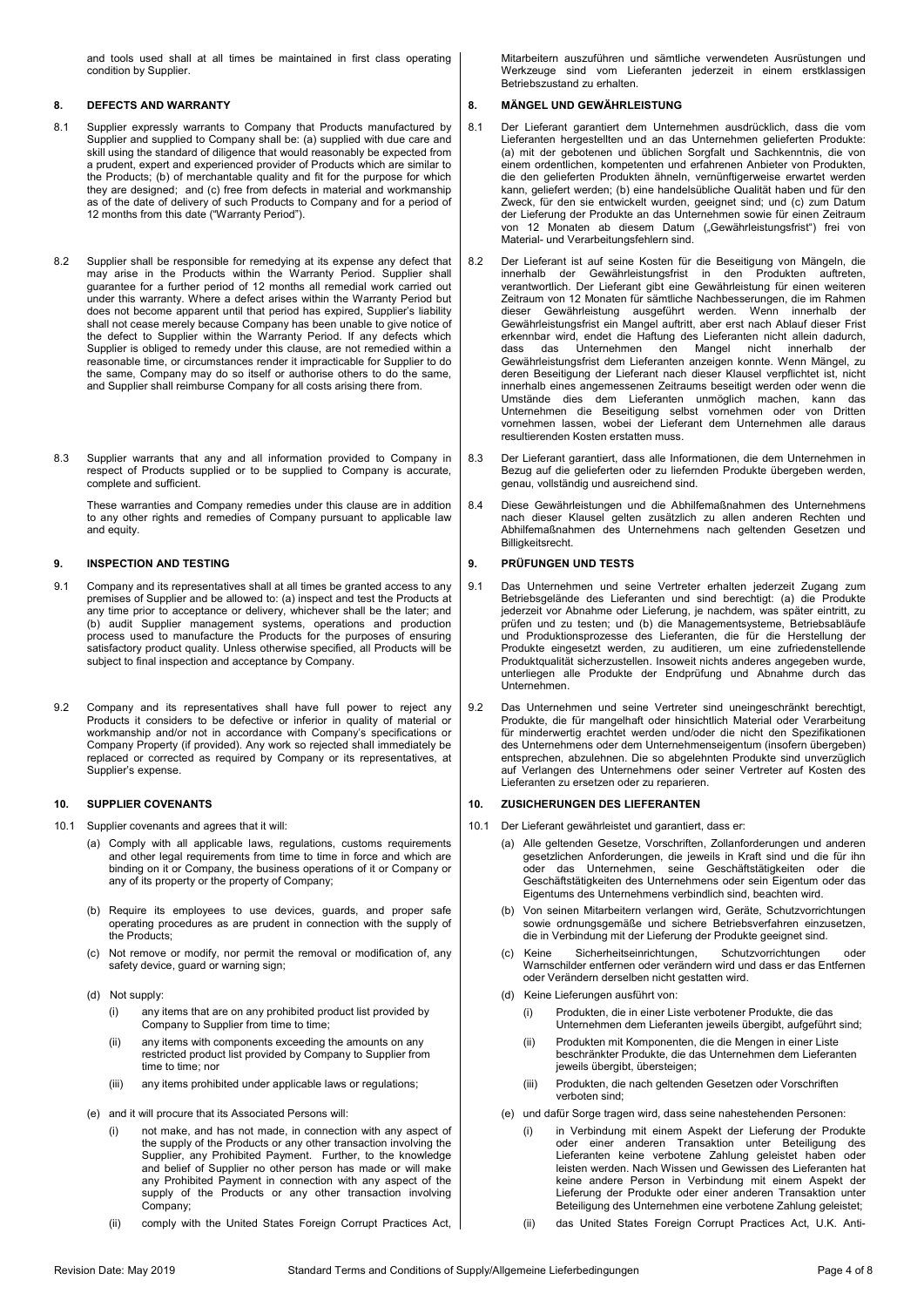and tools used shall at all times be maintained in first class operating condition by Supplier.

Mitarbeitern auszuführen und sämtliche verwendeten Ausrüstungen und Werkzeuge sind vom Lieferanten jederzeit in einem erstklassigen Betriebszustand zu erhalten.

## 8. DEFECTS AND WARRANTY

8.1 Supplier expressly warrants to Company that Products manufactured by Supplier and supplied to Company shall be: (a) supplied with due care and skill using the standard of diligence that would reasonably be expected from a prudent, expert and experienced provider of Products which are similar to the Products; (b) of merchantable quality and fit for the purpose for which they are designed; and (c) free from defects in material and workmanship as of the date of delivery of such Products to Company and for a period of 12 months from this date ("Warranty Period").

8.2 Supplier shall be responsible for remedying at its expense any defect that may arise in the Products within the Warranty Period. Supplier shall guarantee for a further period of 12 months all remedial work carried out under this warranty. Where a defect arises within the Warranty Period but does not become apparent until that period has expired, Supplier's liability shall not cease merely because Company has been unable to give notice of the defect to Supplier within the Warranty Period. If any defects which Supplier is obliged to remedy under this clause, are not remedied within a reasonable time, or circumstances render it impracticable for Supplier to do the same, Company may do so itself or authorise others to do the same, and Supplier shall reimburse Company for all costs arising there from.

8.3 Supplier warrants that any and all information provided to Company in respect of Products supplied or to be supplied to Company is accurate, complete and sufficient.

These warranties and Company remedies under this clause are in addition to any other rights and remedies of Company pursuant to applicable law and equity.

## 8. MÄNGEL UND GEWÄHRLEISTUNG

8.1 Der Lieferant garantiert dem Unternehmen ausdrücklich, dass die vom Lieferanten hergestellten und an das Unternehmen gelieferten Produkte: (a) mit der gebotenen und üblichen Sorgfalt und Sachkenntnis, die von einem ordentlichen, kompetenten und erfahrenen Anbieter von Produkten, die den gelieferten Produkten ähneln, vernünftigerweise erwartet werden kann, geliefert werden; (b) eine handelsübliche Qualität haben und für den Zweck, für den sie entwickelt wurden, geeignet sind; und (c) zum Datum der Lieferung der Produkte an das Unternehmen sowie für einen Zeitraum von 12 Monaten ab diesem Datum („Gewährleistungsfrist") frei von Material- und Verarbeitungsfehlern sind.

8.2 Der Lieferant ist auf seine Kosten für die Beseitigung von Mängeln, die innerhalb der Gewährleistungsfrist in den Produkten auftreten, verantwortlich. Der Lieferant gibt eine Gewährleistung für einen weiteren Zeitraum von 12 Monaten für sämtliche Nachbesserungen, die im Rahmen dieser Gewährleistung ausgeführt werden. Wenn innerhalb der Gewährleistungsfrist ein Mangel auftritt, aber erst nach Ablauf dieser Frist erkennbar wird, endet die Haftung des Lieferanten nicht allein dadurch, dass das Unternehmen den Mangel nicht innerhalb der Gewährleistungsfrist dem Lieferanten anzeigen konnte. Wenn Mängel, zu deren Beseitigung der Lieferant nach dieser Klausel verpflichtet ist, nicht innerhalb eines angemessenen Zeitraums beseitigt werden oder wenn die Umstände dies dem Lieferanten unmöglich machen, kann das Unternehmen die Beseitigung selbst vornehmen oder von Dritten vornehmen lassen, wobei der Lieferant dem Unternehmen alle daraus resultierenden Kosten erstatten muss.

8.3 Der Lieferant garantiert, dass alle Informationen, die dem Unternehmen in Bezug auf die gelieferten oder zu liefernden Produkte übergeben werden, genau, vollständig und ausreichend sind.

8.4 Diese Gewährleistungen und die Abhilfemaßnahmen des Unternehmens nach dieser Klausel gelten zusätzlich zu allen anderen Rechten und Abhilfemaßnahmen des Unternehmens nach geltenden Gesetzen und Billigkeitsrecht.

## 9. INSPECTION AND TESTING

9.1 Company and its representatives shall at all times be granted access to any premises of Supplier and be allowed to: (a) inspect and test the Products at any time prior to acceptance or delivery, whichever shall be the later; and (b) audit Supplier management systems, operations and production process used to manufacture the Products for the purposes of ensuring satisfactory product quality. Unless otherwise specified, all Products will be subject to final inspection and acceptance by Company.

9.2 Company and its representatives shall have full power to reject any Products it considers to be defective or inferior in quality of material or workmanship and/or not in accordance with Company's specifications or Company Property (if provided). Any work so rejected shall immediately be replaced or corrected as required by Company or its representatives, at Supplier's expense.

## 9. PRÜFUNGEN UND TESTS

9.1 Das Unternehmen und seine Vertreter erhalten jederzeit Zugang zum Betriebsgelände des Lieferanten und sind berechtigt: (a) die Produkte jederzeit vor Abnahme oder Lieferung, je nachdem, was später eintritt, zu prüfen und zu testen; und (b) die Managementsysteme, Betriebsabläufe und Produktionsprozesse des Lieferanten, die für die Herstellung der Produkte eingesetzt werden, zu auditieren, um eine zufriedenstellende Produktqualität sicherzustellen. Insoweit nichts anderes angegeben wurde, unterliegen alle Produkte der Endprüfung und Abnahme durch das Unternehmen.

9.2 Das Unternehmen und seine Vertreter sind uneingeschränkt berechtigt, Produkte, die für mangelhaft oder hinsichtlich Material oder Verarbeitung für minderwertig erachtet werden und/oder die nicht den Spezifikationen des Unternehmens oder dem Unternehmenseigentum (insofern übergeben) entsprechen, abzulehnen. Die so abgelehnten Produkte sind unverzüglich auf Verlangen des Unternehmens oder seiner Vertreter auf Kosten des Lieferanten zu ersetzen oder zu reparieren.

## 10. SUPPLIER COVENANTS

10.1 Supplier covenants and agrees that it will:

(a) Comply with all applicable laws, regulations, customs requirements and other legal requirements from time to time in force and which are binding on it or Company, the business operations of it or Company or any of its property or the property of Company;

(b) Require its employees to use devices, guards, and proper safe operating procedures as are prudent in connection with the supply of the Products;

(c) Not remove or modify, nor permit the removal or modification of, any safety device, guard or warning sign;

(d) Not supply:

(i) any items that are on any prohibited product list provided by Company to Supplier from time to time;

(ii) any items with components exceeding the amounts on any restricted product list provided by Company to Supplier from time to time; nor

(iii) any items prohibited under applicable laws or regulations;

(e) and it will procure that its Associated Persons will:

(i) not make, and has not made, in connection with any aspect of the supply of the Products or any other transaction involving the Supplier, any Prohibited Payment. Further, to the knowledge and belief of Supplier no other person has made or will make any Prohibited Payment in connection with any aspect of the supply of the Products or any other transaction involving Company;

(ii) comply with the United States Foreign Corrupt Practices Act,

## 10. ZUSICHERUNGEN DES LIEFERANTEN

10.1 Der Lieferant gewährleistet und garantiert, dass er:

(a) Alle geltenden Gesetze, Vorschriften, Zollanforderungen und anderen gesetzlichen Anforderungen, die jeweils in Kraft sind und die für ihn oder das Unternehmen, seine Geschäftstätigkeiten oder die Geschäftstätigkeiten des Unternehmens oder sein Eigentum oder das Eigentums des Unternehmens verbindlich sind, beachten wird.

(b) Von seinen Mitarbeitern verlangen wird, Geräte, Schutzvorrichtungen sowie ordnungsgemäße und sichere Betriebsverfahren einzusetzen, die in Verbindung mit der Lieferung der Produkte geeignet sind.

(c) Keine Sicherheitseinrichtungen, Schutzvorrichtungen oder Warnschilder entfernen oder verändern wird und dass er das Entfernen oder Verändern derselben nicht gestatten wird.

(d) Keine Lieferungen ausführt von:

(i) Produkten, die in einer Liste verbotener Produkte, die das Unternehmen dem Lieferanten jeweils übergibt, aufgeführt sind;

(ii) Produkten mit Komponenten, die die Mengen in einer Liste beschränkter Produkte, die das Unternehmen dem Lieferanten jeweils übergibt, übersteigen;

(iii) Produkten, die nach geltenden Gesetzen oder Vorschriften verboten sind;

(e) und dafür Sorge tragen wird, dass seine nahestehenden Personen:

(i) in Verbindung mit einem Aspekt der Lieferung der Produkte oder einer anderen Transaktion unter Beteiligung des Lieferanten keine verbotene Zahlung geleistet haben oder leisten werden. Nach Wissen und Gewissen des Lieferanten hat keine andere Person in Verbindung mit einem Aspekt der Lieferung der Produkte oder einer anderen Transaktion unter Beteiligung des Unternehmen eine verbotene Zahlung geleistet;

(ii) das United States Foreign Corrupt Practices Act, U.K. Anti-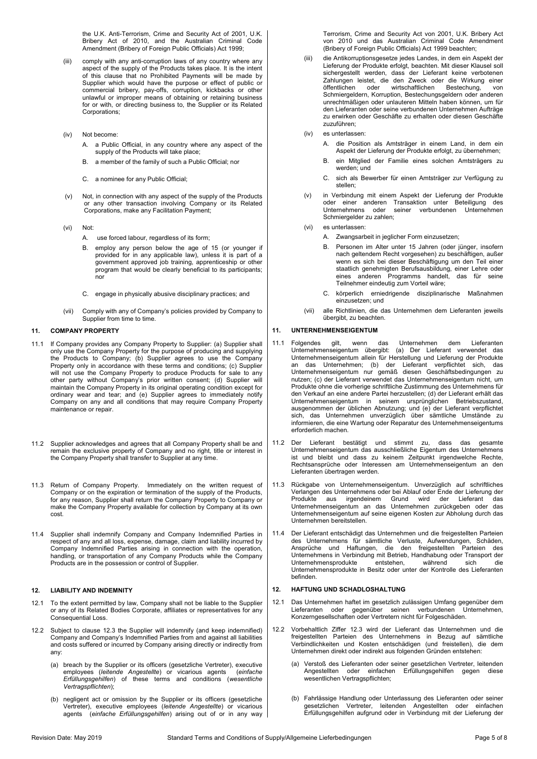the U.K. Anti-Terrorism, Crime and Security Act of 2001, U.K. Bribery Act of 2010, and the Australian Criminal Code Amendment (Bribery of Foreign Public Officials) Act 1999;

(iii) comply with any anti-corruption laws of any country where any aspect of the supply of the Products takes place. It is the intent of this clause that no Prohibited Payments will be made by Supplier which would have the purpose or effect of public or commercial bribery, pay-offs, corruption, kickbacks or other unlawful or improper means of obtaining or retaining business for or with, or directing business to, the Supplier or its Related Corporations;

(iv) Not become:

A. a Public Official, in any country where any aspect of the supply of the Products will take place;

B. a member of the family of such a Public Official; nor

C. a nominee for any Public Official;

(v) Not, in connection with any aspect of the supply of the Products or any other transaction involving Company or its Related Corporations, make any Facilitation Payment;

(vi) Not:

A. use forced labour, regardless of its form;

B. employ any person below the age of 15 (or younger if provided for in any applicable law), unless it is part of a government approved job training, apprenticeship or other program that would be clearly beneficial to its participants; nor

C. engage in physically abusive disciplinary practices; and

(vii) Comply with any of Company's policies provided by Company to Supplier from time to time.

## 11. COMPANY PROPERTY

11.1 If Company provides any Company Property to Supplier: (a) Supplier shall only use the Company Property for the purpose of producing and supplying the Products to Company; (b) Supplier agrees to use the Company Property only in accordance with these terms and conditions; (c) Supplier will not use the Company Property to produce Products for sale to any other party without Company's prior written consent; (d) Supplier will maintain the Company Property in its original operating condition except for ordinary wear and tear; and (e) Supplier agrees to immediately notify Company on any and all conditions that may require Company Property maintenance or repair.

11.2 Supplier acknowledges and agrees that all Company Property shall be and remain the exclusive property of Company and no right, title or interest in the Company Property shall transfer to Supplier at any time.

11.3 Return of Company Property. Immediately on the written request of Company or on the expiration or termination of the supply of the Products, for any reason, Supplier shall return the Company Property to Company or make the Company Property available for collection by Company at its own cost.

11.4 Supplier shall indemnify Company and Company Indemnified Parties in respect of any and all loss, expense, damage, claim and liability incurred by Company Indemnified Parties arising in connection with the operation, handling, or transportation of any Company Products while the Company Products are in the possession or control of Supplier.

## 12. LIABILITY AND INDEMNITY

12.1 To the extent permitted by law, Company shall not be liable to the Supplier or any of its Related Bodies Corporate, affiliates or representatives for any Consequential Loss.

12.2 Subject to clause 12.3 the Supplier will indemnify (and keep indemnified) Company and Company's Indemnified Parties from and against all liabilities and costs suffered or incurred by Company arising directly or indirectly from any:

(a) breach by the Supplier or its officers (gesetzliche Vertreter), executive employees (*leitende Angestellte*) or vicarious agents (*einfache Erfüllungsgehilfen*) of these terms and conditions (*wesentliche Vertragspflichten*);

(b) negligent act or omission by the Supplier or its officers (gesetzliche Vertreter), executive employees (*leitende Angestellte*) or vicarious agents (*einfache Erfüllungsgehilfen*) arising out of or in any way

Terrorism, Crime and Security Act von 2001, U.K. Bribery Act von 2010 und das Australian Criminal Code Amendment (Bribery of Foreign Public Officials) Act 1999 beachten;

(iii) die Antikorruptionsgesetze jedes Landes, in dem ein Aspekt der Lieferung der Produkte erfolgt, beachten. Mit dieser Klausel soll sichergestellt werden, dass der Lieferant keine verbotenen Zahlungen leistet, die den Zweck oder die Wirkung einer öffentlichen oder wirtschaftlichen Bestechung, von Schmiergeldern, Korruption, Bestechungsgeldern oder anderen unrechtmäßigen oder unlauteren Mitteln haben können, um für den Lieferanten oder seine verbundenen Unternehmen Aufträge zu erwirken oder Geschäfte zu erhalten oder diesen Geschäfte zuzuführen;

(iv) es unterlassen:

A. die Position als Amtsträger in einem Land, in dem ein Aspekt der Lieferung der Produkte erfolgt, zu übernehmen;

B. ein Mitglied der Familie eines solchen Amtsträgers zu werden; und

C. sich als Bewerber für einen Amtsträger zur Verfügung zu stellen;

(v) in Verbindung mit einem Aspekt der Lieferung der Produkte oder einer anderen Transaktion unter Beteiligung des Unternehmens oder seiner verbundenen Unternehmen Schmiergelder zu zahlen;

(vi) es unterlassen:

A. Zwangsarbeit in jeglicher Form einzusetzen;

B. Personen im Alter unter 15 Jahren (oder jünger, insofern nach geltendem Recht vorgesehen) zu beschäftigen, außer wenn es sich bei dieser Beschäftigung um den Teil einer staatlich genehmigten Berufsausbildung, einer Lehre oder eines anderen Programms handelt, das für seine Teilnehmer eindeutig zum Vorteil wäre;

C. körperlich erniedrigende disziplinarische Maßnahmen einzusetzen; und

(vii) alle Richtlinien, die das Unternehmen dem Lieferanten jeweils übergibt, zu beachten.

## 11. UNTERNEHMENSEIGENTUM

11.1 Folgendes gilt, wenn das Unternehmen dem Lieferanten Unternehmenseigentum übergibt: (a) Der Lieferant verwendet das Unternehmenseigentum allein für Herstellung und Lieferung der Produkte an das Unternehmen; (b) der Lieferant verpflichtet sich, das Unternehmenseigentum nur gemäß diesen Geschäftsbedingungen zu nutzen; (c) der Lieferant verwendet das Unternehmenseigentum nicht, um Produkte ohne die vorherige schriftliche Zustimmung des Unternehmens für den Verkauf an eine andere Partei herzustellen; (d) der Lieferant erhält das Unternehmenseigentum in seinem ursprünglichen Betriebszustand, ausgenommen der üblichen Abnutzung; und (e) der Lieferant verpflichtet sich, das Unternehmen unverzüglich über sämtliche Umstände zu informieren, die eine Wartung oder Reparatur des Unternehmenseigentums erforderlich machen.

11.2 Der Lieferant bestätigt und stimmt zu, dass das gesamte Unternehmenseigentum das ausschließliche Eigentum des Unternehmens ist und bleibt und dass zu keinem Zeitpunkt irgendwelche Rechte, Rechtsansprüche oder Interessen am Unternehmenseigentum an den Lieferanten übertragen werden.

11.3 Rückgabe von Unternehmenseigentum. Unverzüglich auf schriftliches Verlangen des Unternehmens oder bei Ablauf oder Ende der Lieferung der Produkte aus irgendeinem Grund wird der Lieferant das Unternehmenseigentum an das Unternehmen zurückgeben oder das Unternehmenseigentum auf seine eigenen Kosten zur Abholung durch das Unternehmen bereitstellen.

11.4 Der Lieferant entschädigt das Unternehmen und die freigestellten Parteien des Unternehmens für sämtliche Verluste, Aufwendungen, Schäden, Ansprüche und Haftungen, die den freigestellten Parteien des Unternehmens in Verbindung mit Betrieb, Handhabung oder Transport der Unternehmensprodukte entstehen, während sich die Unternehmensprodukte in Besitz oder unter der Kontrolle des Lieferanten befinden.

## 12. HAFTUNG UND SCHADLOSHALTUNG

12.1 Das Unternehmen haftet im gesetzlich zulässigen Umfang gegenüber dem Lieferanten oder gegenüber seinen verbundenen Unternehmen, Konzerngesellschaften oder Vertretern nicht für Folgeschäden.

12.2 Vorbehaltlich Ziffer 12.3 wird der Lieferant das Unternehmen und die freigestellten Parteien des Unternehmens in Bezug auf sämtliche Verbindlichkeiten und Kosten entschädigen (und freistellen), die dem Unternehmen direkt oder indirekt aus folgenden Gründen entstehen:

(a) Verstoß des Lieferanten oder seiner gesetzlichen Vertreter, leitenden Angestellten oder einfachen Erfüllungsgehilfen gegen diese wesentlichen Vertragspflichten;

(b) Fahrlässige Handlung oder Unterlassung des Lieferanten oder seiner gesetzlichen Vertreter, leitenden Angestellten oder einfachen Erfüllungsgehilfen aufgrund oder in Verbindung mit der Lieferung der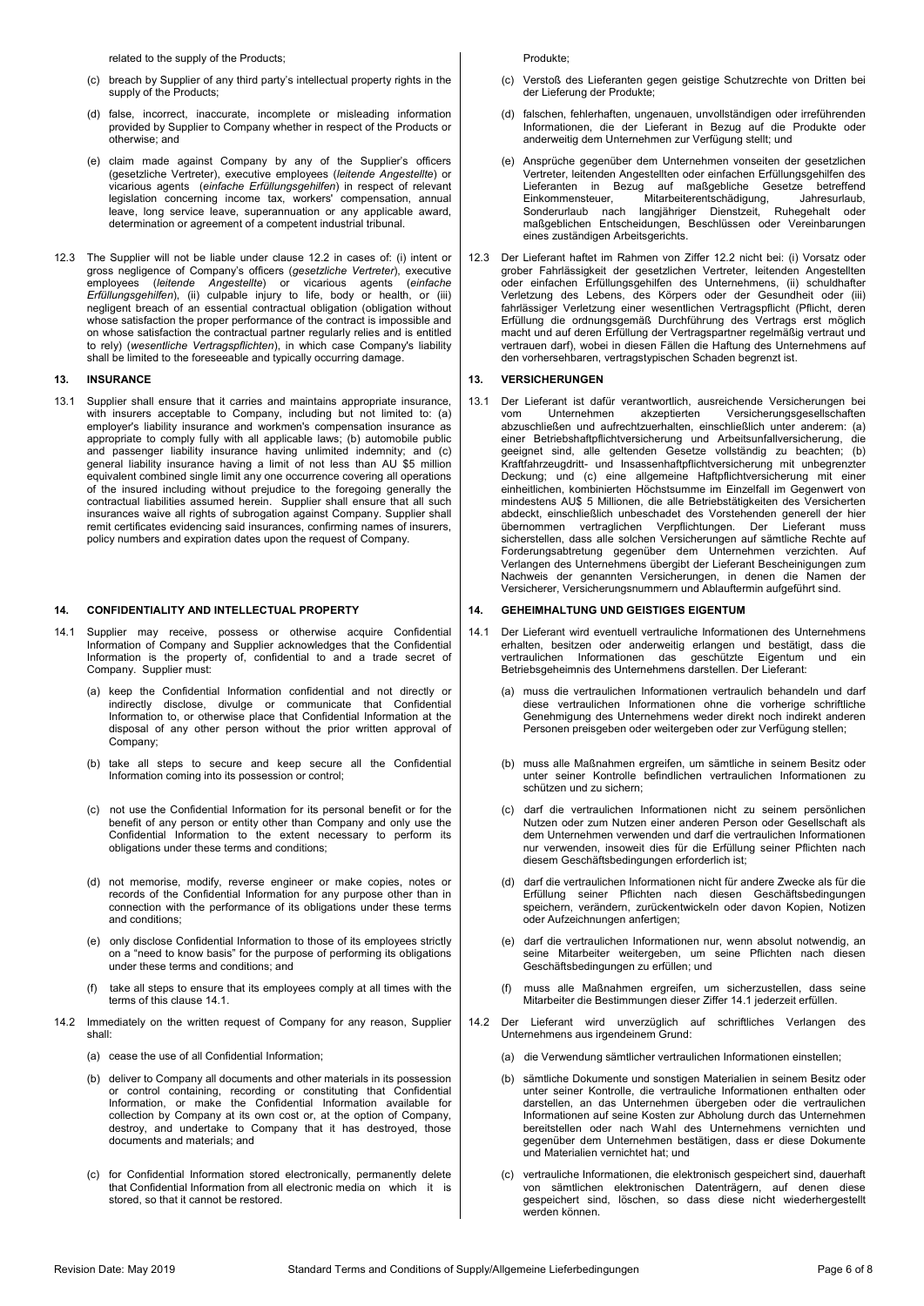related to the supply of the Products;

(c) breach by Supplier of any third party's intellectual property rights in the supply of the Products;

(d) false, incorrect, inaccurate, incomplete or misleading information provided by Supplier to Company whether in respect of the Products or otherwise; and

(e) claim made against Company by any of the Supplier's officers (*gesetzliche Vertreter*), executive employees (*leitende Angestellte*) or vicarious agents (*einfache Erfüllungsgehilfen*) in respect of relevant legislation concerning income tax, workers' compensation, annual leave, long service leave, superannuation or any applicable award, determination or agreement of a competent industrial tribunal.

12.3 The Supplier will not be liable under clause 12.2 in cases of: (i) intent or gross negligence of Company's officers (*gesetzliche Vertreter*), executive employees (*leitende Angestellte*) or vicarious agents (*einfache Erfüllungsgehilfen*), (ii) culpable injury to life, body or health, or (iii) negligent breach of an essential contractual obligation (obligation without whose satisfaction the proper performance of the contract is impossible and on whose satisfaction the contractual partner regularly relies and is entitled to rely) (*wesentliche Vertragspflichten*), in which case Company's liability shall be limited to the foreseeable and typically occurring damage.

## 13. INSURANCE

13.1 Supplier shall ensure that it carries and maintains appropriate insurance, with insurers acceptable to Company, including but not limited to: (a) employer's liability insurance and workmen's compensation insurance as appropriate to comply fully with all applicable laws; (b) automobile public and passenger liability insurance having unlimited indemnity; and (c) general liability insurance having a limit of not less than AU $5 million equivalent combined single limit any one occurrence covering all operations of the insured including without prejudice to the foregoing generally the contractual liabilities assumed herein. Supplier shall ensure that all such insurances waive all rights of subrogation against Company. Supplier shall remit certificates evidencing said insurances, confirming names of insurers, policy numbers and expiration dates upon the request of Company.

## 14. CONFIDENTIALITY AND INTELLECTUAL PROPERTY

14.1 Supplier may receive, possess or otherwise acquire Confidential Information of Company and Supplier acknowledges that the Confidential Information is the property of, confidential to and a trade secret of Company. Supplier must:

(a) keep the Confidential Information confidential and not directly or indirectly disclose, divulge or communicate that Confidential Information to, or otherwise place that Confidential Information at the disposal of any other person without the prior written approval of Company;

(b) take all steps to secure and keep secure all the Confidential Information coming into its possession or control;

(c) not use the Confidential Information for its personal benefit or for the benefit of any person or entity other than Company and only use the Confidential Information to the extent necessary to perform its obligations under these terms and conditions;

(d) not memorise, modify, reverse engineer or make copies, notes or records of the Confidential Information for any purpose other than in connection with the performance of its obligations under these terms and conditions;

(e) only disclose Confidential Information to those of its employees strictly on a "need to know basis" for the purpose of performing its obligations under these terms and conditions; and

(f) take all steps to ensure that its employees comply at all times with the terms of this clause 14.1.

14.2 Immediately on the written request of Company for any reason, Supplier shall:

(a) cease the use of all Confidential Information;

(b) deliver to Company all documents and other materials in its possession or control containing, recording or constituting that Confidential Information, or make the Confidential Information available for collection by Company at its own cost or, at the option of Company, destroy, and undertake to Company that it has destroyed, those documents and materials; and

(c) for Confidential Information stored electronically, permanently delete that Confidential Information from all electronic media on which it is stored, so that it cannot be restored.

---

Produkte;

(c) Verstoß des Lieferanten gegen geistige Schutzrechte von Dritten bei der Lieferung der Produkte;

(d) falschen, fehlerhaften, ungenauen, unvollständigen oder irreführenden Informationen, die der Lieferant in Bezug auf die Produkte oder anderweitig dem Unternehmen zur Verfügung stellt; und

(e) Ansprüche gegenüber dem Unternehmen vonseiten der gesetzlichen Vertreter, leitenden Angestellten oder einfachen Erfüllungsgehilfen des Lieferanten in Bezug auf maßgebliche Gesetze betreffend Einkommensteuer, Mitarbeiterentschädigung, Jahresurlaub, Sonderurlaub nach langjähriger Dienstzeit, Ruhegehalt oder maßgeblichen Entscheidungen, Beschlüssen oder Vereinbarungen eines zuständigen Arbeitsgerichts.

12.3 Der Lieferant haftet im Rahmen von Ziffer 12.2 nicht bei: (i) Vorsatz oder grober Fahrlässigkeit der gesetzlichen Vertreter, leitenden Angestellten oder einfachen Erfüllungsgehilfen des Unternehmens, (ii) schuldhafter Verletzung des Lebens, des Körpers oder der Gesundheit oder (iii) fahrlässiger Verletzung einer wesentlichen Vertragspflicht (Pflicht, deren Erfüllung die ordnungsgemäß Durchführung des Vertrags erst möglich macht und auf deren Erfüllung der Vertragspartner regelmäßig vertraut und vertrauen darf), wobei in diesen Fällen die Haftung des Unternehmens auf den vorhersehbaren, vertragstypischen Schaden begrenzt ist.

## 13. VERSICHERUNGEN

13.1 Der Lieferant ist dafür verantwortlich, ausreichende Versicherungen bei vom Unternehmen akzeptierten Versicherungsgesellschaften abzuschließen und aufrechtzuerhalten, einschließlich unter anderem: (a) einer Betriebshaftpflichtversicherung und Arbeitsunfallversicherung, die geeignet sind, alle geltenden Gesetze vollständig zu beachten; (b) Kraftfahrzeugdritt- und Insassenhaftpflichtversicherung mit unbegrenzter Deckung; und (c) eine allgemeine Haftpflichtversicherung mit einer einheitlichen, kombinierten Höchstsumme im Einzelfall im Gegenwert von mindestens AU$ 5 Millionen, die alle Betriebstätigkeiten des Versicherten abdeckt, einschließlich unbeschadet des Vorstehenden generell der hier übernommen vertraglichen Verpflichtungen. Der Lieferant muss sicherstellen, dass alle solchen Versicherungen auf sämtliche Rechte auf Forderungsabtretung gegenüber dem Unternehmen verzichten. Auf Verlangen des Unternehmens übergibt der Lieferant Bescheinigungen zum Nachweis der genannten Versicherungen, in denen die Namen der Versicherer, Versicherungsnummern und Ablauftermin aufgeführt sind.

## 14. GEHEIMHALTUNG UND GEISTIGES EIGENTUM

14.1 Der Lieferant wird eventuell vertrauliche Informationen des Unternehmens erhalten, besitzen oder anderweitig erlangen und bestätigt, dass die vertraulichen Informationen das geschützte Eigentum und ein Betriebsgeheimnis des Unternehmens darstellen. Der Lieferant:

(a) muss die vertraulichen Informationen vertraulich behandeln und darf diese vertraulichen Informationen ohne die vorherige schriftliche Genehmigung des Unternehmens weder direkt noch indirekt anderen Personen preisgeben oder weitergeben oder zur Verfügung stellen;

(b) muss alle Maßnahmen ergreifen, um sämtliche in seinem Besitz oder unter seiner Kontrolle befindlichen vertraulichen Informationen zu schützen und zu sichern;

(c) darf die vertraulichen Informationen nicht zu seinem persönlichen Nutzen oder zum Nutzen einer anderen Person oder Gesellschaft als dem Unternehmen verwenden und darf die vertraulichen Informationen nur verwenden, insoweit dies für die Erfüllung seiner Pflichten nach diesem Geschäftsbedingungen erforderlich ist;

(d) darf die vertraulichen Informationen nicht für andere Zwecke als für die Erfüllung seiner Pflichten nach diesen Geschäftsbedingungen speichern, verändern, zurückentwickeln oder davon Kopien, Notizen oder Aufzeichnungen anfertigen;

(e) darf die vertraulichen Informationen nur, wenn absolut notwendig, an seine Mitarbeiter weitergeben, um seine Pflichten nach diesen Geschäftsbedingungen zu erfüllen; und

(f) muss alle Maßnahmen ergreifen, um sicherzustellen, dass seine Mitarbeiter die Bestimmungen dieser Ziffer 14.1 jederzeit erfüllen.

14.2 Der Lieferant wird unverzüglich auf schriftliches Verlangen des Unternehmens aus irgendeinem Grund:

(a) die Verwendung sämtlicher vertraulichen Informationen einstellen;

(b) sämtliche Dokumente und sonstigen Materialien in seinem Besitz oder unter seiner Kontrolle, die vertrauliche Informationen enthalten oder darstellen, an das Unternehmen übergeben oder die vertraulichen Informationen auf seine Kosten zur Abholung durch das Unternehmen bereitstellen oder nach Wahl des Unternehmens vernichten und gegenüber dem Unternehmen bestätigen, dass er diese Dokumente und Materialien vernichtet hat; und

(c) vertrauliche Informationen, die elektronisch gespeichert sind, dauerhaft von sämtlichen elektronischen Datenträgern, auf denen diese gespeichert sind, löschen, so dass diese nicht wiederhergestellt werden können.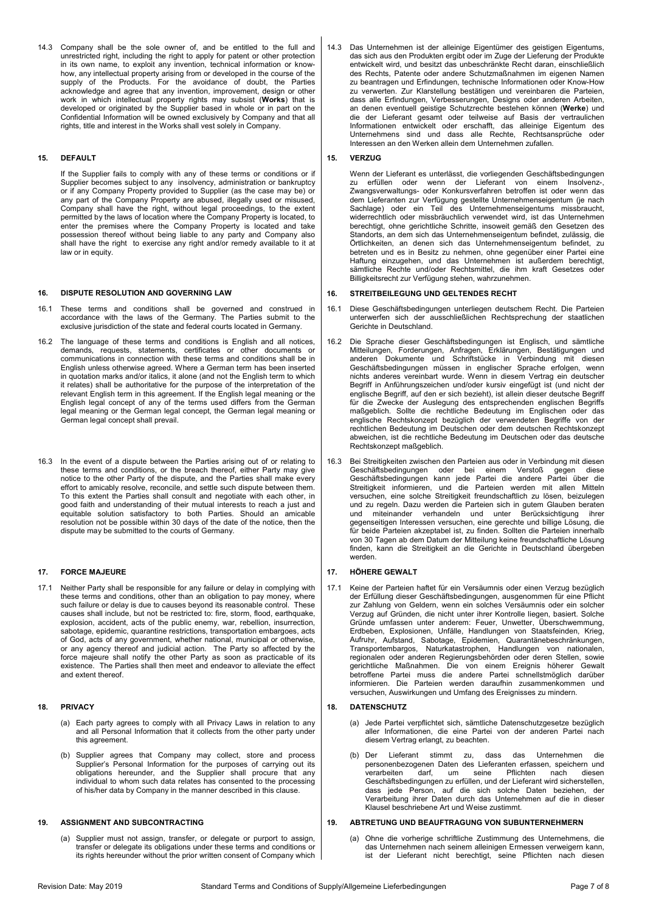14.3 Company shall be the sole owner of, and be entitled to the full and unrestricted right, including the right to apply for patent or other protection in its own name, to exploit any invention, technical information or know-how, any intellectual property arising from or developed in the course of the supply of the Products. For the avoidance of doubt, the Parties acknowledge and agree that any invention, improvement, design or other work in which intellectual property rights may subsist (**Works**) that is developed or originated by the Supplier based in whole or in part on the Confidential Information will be owned exclusively by Company and that all rights, title and interest in the Works shall vest solely in Company.

14.3 Das Unternehmen ist der alleinige Eigentümer des geistigen Eigentums, das sich aus den Produkten ergibt oder im Zuge der Lieferung der Produkte entwickelt wird, und besitzt das unbeschränkte Recht daran, einschließlich des Rechts, Patente oder andere Schutzmaßnahmen im eigenen Namen zu beantragen und Erfindungen, technische Informationen oder Know-How zu verwerten. Zur Klarstellung bestätigen und vereinbaren die Parteien, dass alle Erfindungen, Verbesserungen, Designs oder anderen Arbeiten, an denen eventuell geistige Schutzrechte bestehen können (**Werke**) und die der Lieferant gesamt oder teilweise auf Basis der vertraulichen Informationen entwickelt oder erschafft, das alleinige Eigentum des Unternehmens sind und dass alle Rechte, Rechtsansprüche oder Interessen an den Werken allein dem Unternehmen zufallen.

## 15. DEFAULT

If the Supplier fails to comply with any of these terms or conditions or if Supplier becomes subject to any insolvency, administration or bankruptcy or if any Company Property provided to Supplier (as the case may be) or any part of the Company Property are abused, illegally used or misused, Company shall have the right, without legal proceedings, to the extent permitted by the laws of location where the Company Property is located, to enter the premises where the Company Property is located and take possession thereof without being liable to any party and Company also shall have the right to exercise any right and/or remedy available to it at law or in equity.

## 15. VERZUG

Wenn der Lieferant es unterlässt, die vorliegenden Geschäftsbedingungen zu erfüllen oder wenn der Lieferant von einem Insolvenz-, Zwangsverwaltungs- oder Konkursverfahren betroffen ist oder wenn das dem Lieferanten zur Verfügung gestellte Unternehmenseigentum (je nach Sachlage) oder ein Teil des Unternehmenseigentums missbraucht, widerrechtlich oder missbräuchlich verwendet wird, ist das Unternehmen berechtigt, ohne gerichtliche Schritte, insoweit gemäß den Gesetzen des Standorts, an dem sich das Unternehmenseigentum befindet, zulässig, die Örtlichkeiten, an denen sich das Unternehmenseigentum befindet, zu betreten und es in Besitz zu nehmen, ohne gegenüber einer Partei eine Haftung einzugehen, und das Unternehmen ist außerdem berechtigt, sämtliche Rechte und/oder Rechtsmittel, die ihm kraft Gesetzes oder Billigkeitsrecht zur Verfügung stehen, wahrzunehmen.

## 16. DISPUTE RESOLUTION AND GOVERNING LAW

16.1 These terms and conditions shall be governed and construed in accordance with the laws of the Germany. The Parties submit to the exclusive jurisdiction of the state and federal courts located in Germany.

16.2 The language of these terms and conditions is English and all notices, demands, requests, statements, certificates or other documents or communications in connection with these terms and conditions shall be in English unless otherwise agreed. Where a German term has been inserted in quotation marks and/or italics, it alone (and not the English term to which it relates) shall be authoritative for the purpose of the interpretation of the relevant English term in this agreement. If the English legal meaning or the English legal concept of any of the terms used differs from the German legal meaning or the German legal concept, the German legal meaning or German legal concept shall prevail.

16.3 In the event of a dispute between the Parties arising out of or relating to these terms and conditions, or the breach thereof, either Party may give notice to the other Party of the dispute, and the Parties shall make every effort to amicably resolve, reconcile, and settle such dispute between them. To this extent the Parties shall consult and negotiate with each other, in good faith and understanding of their mutual interests to reach a just and equitable solution satisfactory to both Parties. Should an amicable resolution not be possible within 30 days of the date of the notice, then the dispute may be submitted to the courts of Germany.

## 16. STREITBEILEGUNG UND GELTENDES RECHT

16.1 Diese Geschäftsbedingungen unterliegen deutschem Recht. Die Parteien unterwerfen sich der ausschließlichen Rechtsprechung der staatlichen Gerichte in Deutschland.

16.2 Die Sprache dieser Geschäftsbedingungen ist Englisch, und sämtliche Mitteilungen, Forderungen, Anfragen, Erklärungen, Bestätigungen und anderen Dokumente und Schriftstücke in Verbindung mit diesen Geschäftsbedingungen müssen in englischer Sprache erfolgen, wenn nichts anderes vereinbart wurde. Wenn in diesem Vertrag ein deutscher Begriff in Anführungszeichen und/oder kursiv eingefügt ist (und nicht der englische Begriff, auf den er sich bezieht), ist allein dieser deutsche Begriff für die Zwecke der Auslegung des entsprechenden englischen Begriffs maßgeblich. Sollte die rechtliche Bedeutung im Englischen oder das englische Rechtskonzept bezüglich der verwendeten Begriffe von der rechtlichen Bedeutung im Deutschen oder dem deutschen Rechtskonzept abweichen, ist die rechtliche Bedeutung im Deutschen oder das deutsche Rechtskonzept maßgeblich.

16.3 Bei Streitigkeiten zwischen den Parteien aus oder in Verbindung mit diesen Geschäftsbedingungen oder bei einem Verstoß gegen diese Geschäftsbedingungen kann jede Partei die andere Partei über die Streitigkeit informieren, und die Parteien werden mit allen Mitteln versuchen, eine solche Streitigkeit freundschaftlich zu lösen, beizulegen und zu regeln. Dazu werden die Parteien sich in gutem Glauben beraten und miteinander verhandeln und unter Berücksichtigung ihrer gegenseitigen Interessen versuchen, eine gerechte und billige Lösung, die für beide Parteien akzeptabel ist, zu finden. Sollten die Parteien innerhalb von 30 Tagen ab dem Datum der Mitteilung keine freundschaftliche Lösung finden, kann die Streitigkeit an die Gerichte in Deutschland übergeben werden.

## 17. FORCE MAJEURE

17.1 Neither Party shall be responsible for any failure or delay in complying with these terms and conditions, other than an obligation to pay money, where such failure or delay is due to causes beyond its reasonable control. These causes shall include, but not be restricted to: fire, storm, flood, earthquake, explosion, accident, acts of the public enemy, war, rebellion, insurrection, sabotage, epidemic, quarantine restrictions, transportation embargoes, acts of God, acts of any government, whether national, municipal or otherwise, or any agency thereof and judicial action. The Party so affected by the force majeure shall notify the other Party as soon as practicable of its existence. The Parties shall then meet and endeavor to alleviate the effect and extent thereof.

## 17. HÖHERE GEWALT

17.1 Keine der Parteien haftet für ein Versäumnis oder einen Verzug bezüglich der Erfüllung dieser Geschäftsbedingungen, ausgenommen für eine Pflicht zur Zahlung von Geldern, wenn ein solches Versäumnis oder ein solcher Verzug auf Gründen, die nicht unter ihrer Kontrolle liegen, basiert. Solche Gründe umfassen unter anderem: Feuer, Unwetter, Überschwemmung, Erdbeben, Explosionen, Unfälle, Handlungen von Staatsfeinden, Krieg, Aufruhr, Aufstand, Sabotage, Epidemien, Quarantänebeschränkungen, Transportembargos, Naturkatastrophen, Handlungen von nationalen, regionalen oder anderen Regierungsbehörden oder deren Stellen, sowie gerichtliche Maßnahmen. Die von einem Ereignis höherer Gewalt betroffene Partei muss die andere Partei schnellstmöglich darüber informieren. Die Parteien werden daraufhin zusammenkommen und versuchen, Auswirkungen und Umfang des Ereignisses zu mindern.

## 18. PRIVACY

(a) Each party agrees to comply with all Privacy Laws in relation to any and all Personal Information that it collects from the other party under this agreement.

(b) Supplier agrees that Company may collect, store and process Supplier's Personal Information for the purposes of carrying out its obligations hereunder, and the Supplier shall procure that any individual to whom such data relates has consented to the processing of his/her data by Company in the manner described in this clause.

## 18. DATENSCHUTZ

(a) Jede Partei verpflichtet sich, sämtliche Datenschutzgesetze bezüglich aller Informationen, die eine Partei von der anderen Partei nach diesem Vertrag erlangt, zu beachten.

(b) Der Lieferant stimmt zu, dass das Unternehmen die personenbezogenen Daten des Lieferanten erfassen, speichern und verarbeiten darf, um seine Pflichten nach diesen Geschäftsbedingungen zu erfüllen, und der Lieferant wird sicherstellen, dass jede Person, auf die sich solche Daten beziehen, der Verarbeitung ihrer Daten durch das Unternehmen auf die in dieser Klausel beschriebene Art und Weise zustimmt.

## 19. ASSIGNMENT AND SUBCONTRACTING

(a) Supplier must not assign, transfer, or delegate or purport to assign, transfer or delegate its obligations under these terms and conditions or its rights hereunder without the prior written consent of Company which

## 19. ABTRETUNG UND BEAUFTRAGUNG VON SUBUNTERNEHMERN

(a) Ohne die vorherige schriftliche Zustimmung des Unternehmens, die das Unternehmen nach seinem alleinigen Ermessen verweigern kann, ist der Lieferant nicht berechtigt, seine Pflichten nach diesen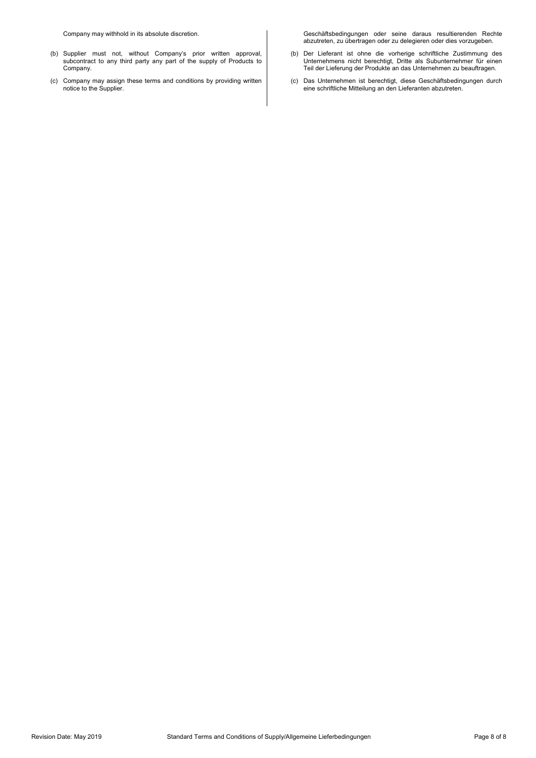Company may withhold in its absolute discretion.

(b) Supplier must not, without Company's prior written approval, subcontract to any third party any part of the supply of Products to Company.

(c) Company may assign these terms and conditions by providing written notice to the Supplier.

Geschäftsbedingungen oder seine daraus resultierenden Rechte abzutreten, zu übertragen oder zu delegieren oder dies vorzugeben.

(b) Der Lieferant ist ohne die vorherige schriftliche Zustimmung des Unternehmens nicht berechtigt, Dritte als Subunternehmer für einen Teil der Lieferung der Produkte an das Unternehmen zu beauftragen.

(c) Das Unternehmen ist berechtigt, diese Geschäftsbedingungen durch eine schriftliche Mitteilung an den Lieferanten abzutreten.